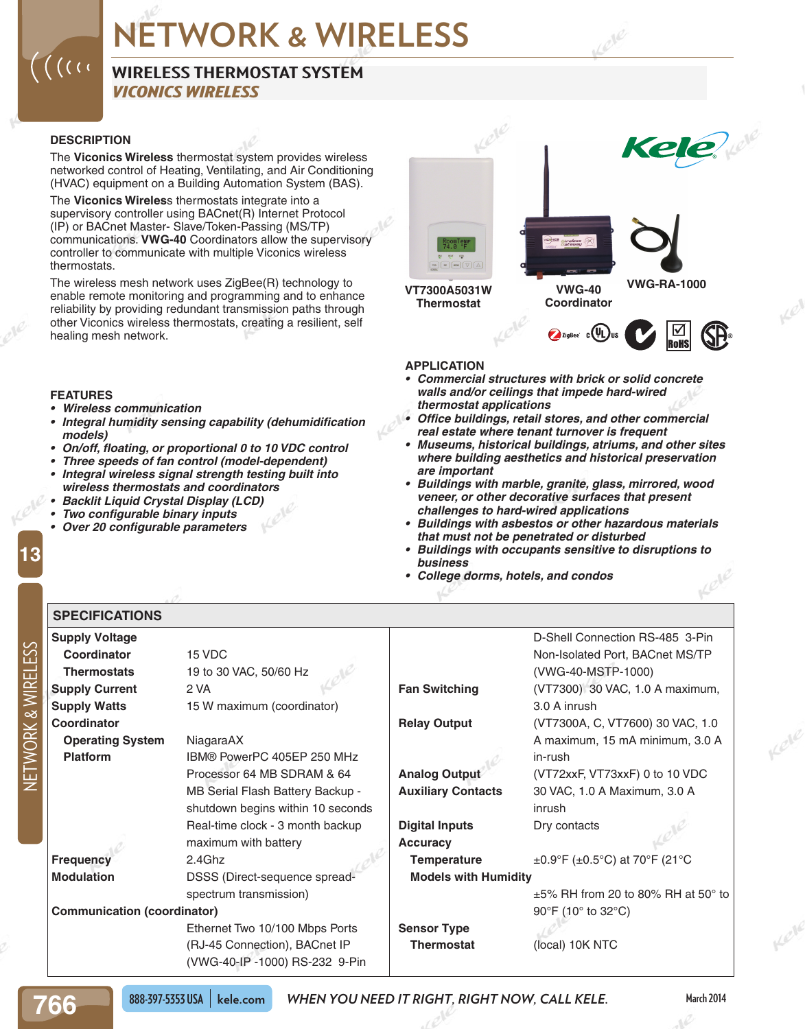# NETWORK & WIRELESS

## WIRELESS THERMOSTAT SYSTEM
### *VICONICS WIRELESS*

### DESCRIPTION

The **Viconics Wireless** thermostat system provides wireless networked control of Heating, Ventilating, and Air Conditioning (HVAC) equipment on a Building Automation System (BAS).

The **Viconics Wireless** thermostats integrate into a supervisory controller using BACnet(R) Internet Protocol (IP) or BACnet Master- Slave/Token-Passing (MS/TP) communications. **VWG-40** Coordinators allow the supervisory controller to communicate with multiple Viconics wireless thermostats.

The wireless mesh network uses ZigBee(R) technology to enable remote monitoring and programming and to enhance reliability by providing redundant transmission paths through other Viconics wireless thermostats, creating a resilient, self healing mesh network.

**VT7300A5031W Thermostat** | **VWG-40 Coordinator** | **VWG-RA-1000**

### FEATURES

- ***Wireless communication***
- ***Integral humidity sensing capability (dehumidification models)***
- ***On/off, floating, or proportional 0 to 10 VDC control***
- ***Three speeds of fan control (model-dependent)***
- ***Integral wireless signal strength testing built into wireless thermostats and coordinators***
- ***Backlit Liquid Crystal Display (LCD)***
- ***Two configurable binary inputs***
- ***Over 20 configurable parameters***

### APPLICATION

- ***Commercial structures with brick or solid concrete walls and/or ceilings that impede hard-wired thermostat applications***
- ***Office buildings, retail stores, and other commercial real estate where tenant turnover is frequent***
- ***Museums, historical buildings, atriums, and other sites where building aesthetics and historical preservation are important***
- ***Buildings with marble, granite, glass, mirrored, wood veneer, or other decorative surfaces that present challenges to hard-wired applications***
- ***Buildings with asbestos or other hazardous materials that must not be penetrated or disturbed***
- ***Buildings with occupants sensitive to disruptions to business***
- ***College dorms, hotels, and condos***

### SPECIFICATIONS

| | |
|---|---|
| **Supply Voltage** | |
| **Coordinator** | 15 VDC |
| **Thermostats** | 19 to 30 VAC, 50/60 Hz |
| **Supply Current** | 2 VA |
| **Supply Watts** | 15 W maximum (coordinator) |
| **Coordinator** | |
| **Operating System** | NiagaraAX |
| **Platform** | IBM® PowerPC 405EP 250 MHz Processor 64 MB SDRAM & 64 MB Serial Flash Battery Backup - shutdown begins within 10 seconds Real-time clock - 3 month backup maximum with battery |
| **Frequency** | 2.4Ghz |
| **Modulation** | DSSS (Direct-sequence spread-spectrum transmission) |
| **Communication (coordinator)** | Ethernet Two 10/100 Mbps Ports (RJ-45 Connection), BACnet IP (VWG-40-IP -1000) RS-232 9-Pin D-Shell Connection RS-485 3-Pin Non-Isolated Port, BACnet MS/TP (VWG-40-MSTP-1000) |
| **Fan Switching** | (VT7300) 30 VAC, 1.0 A maximum, 3.0 A inrush |
| **Relay Output** | (VT7300A, C, VT7600) 30 VAC, 1.0 A maximum, 15 mA minimum, 3.0 A in-rush |
| **Analog Output** | (VT72xxF, VT73xxF) 0 to 10 VDC |
| **Auxiliary Contacts** | 30 VAC, 1.0 A Maximum, 3.0 A inrush |
| **Digital Inputs** | Dry contacts |
| **Accuracy** | |
| **Temperature** | ±0.9°F (±0.5°C) at 70°F (21°C |
| **Models with Humidity** | ±5% RH from 20 to 80% RH at 50° to 90°F (10° to 32°C) |
| **Sensor Type** | |
| **Thermostat** | (local) 10K NTC |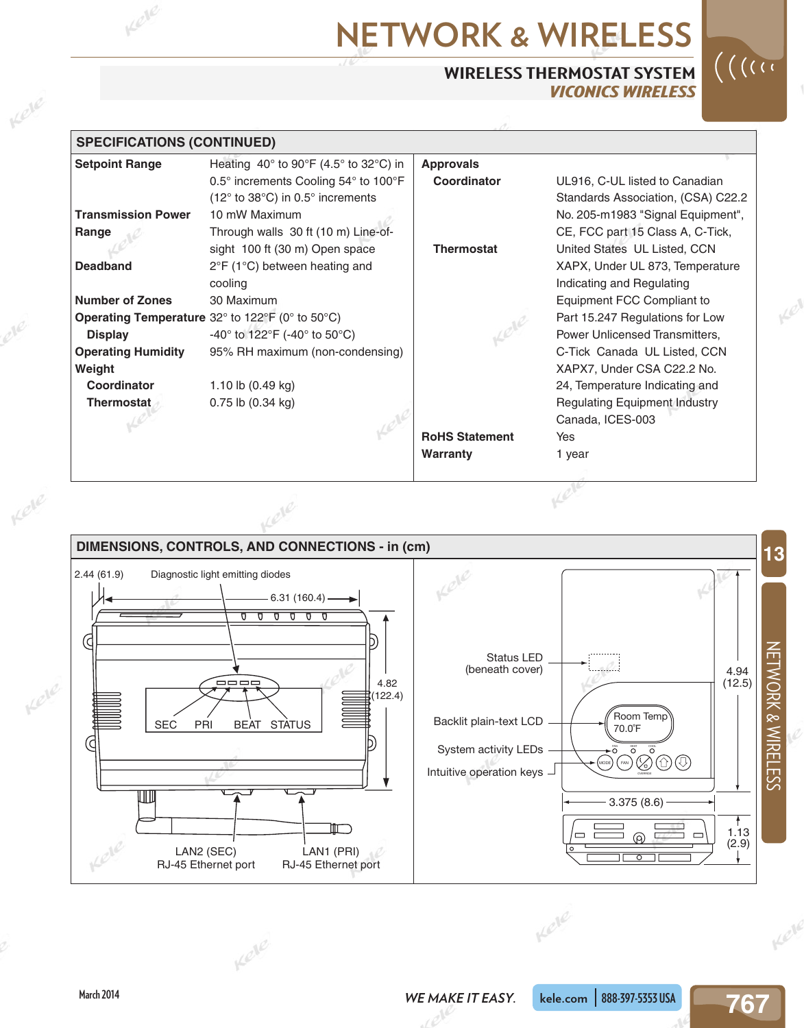# NETWORK & WIRELESS

## WIRELESS THERMOSTAT SYSTEM
### *VICONICS WIRELESS*

## SPECIFICATIONS (CONTINUED)

| | |
|---|---|
| **Setpoint Range** | Heating 40° to 90°F (4.5° to 32°C) in 0.5° increments Cooling 54° to 100°F (12° to 38°C) in 0.5° increments |
| **Transmission Power** | 10 mW Maximum |
| **Range** | Through walls 30 ft (10 m) Line-of-sight 100 ft (30 m) Open space |
| **Deadband** | 2°F (1°C) between heating and cooling |
| **Number of Zones** | 30 Maximum |
| **Operating Temperature** | 32° to 122°F (0° to 50°C) |
| **Display** | -40° to 122°F (-40° to 50°C) |
| **Operating Humidity** | 95% RH maximum (non-condensing) |
| **Weight** | |
| **Coordinator** | 1.10 lb (0.49 kg) |
| **Thermostat** | 0.75 lb (0.34 kg) |
| **Approvals** | |
| **Coordinator** | UL916, C-UL listed to Canadian Standards Association, (CSA) C22.2 No. 205-m1983 "Signal Equipment", CE, FCC part 15 Class A, C-Tick, |
| **Thermostat** | United States UL Listed, CCN XAPX, Under UL 873, Temperature Indicating and Regulating Equipment FCC Compliant to Part 15.247 Regulations for Low Power Unlicensed Transmitters, C-Tick Canada UL Listed, CCN XAPX7, Under CSA C22.2 No. 24, Temperature Indicating and Regulating Equipment Industry Canada, ICES-003 |
| **RoHS Statement** | Yes |
| **Warranty** | 1 year |

## DIMENSIONS, CONTROLS, AND CONNECTIONS - in (cm)

2.44 (61.9) Diagnostic light emitting diodes

6.31 (160.4)

4.82 (122.4)

SEC PRI BEAT STATUS

LAN2 (SEC) RJ-45 Ethernet port

LAN1 (PRI) RJ-45 Ethernet port

Status LED (beneath cover)

Backlit plain-text LCD

System activity LEDs

Intuitive operation keys

Room Temp 70.0°F

4.94 (12.5)

3.375 (8.6)

1.13 (2.9)

March 2014

WE MAKE IT EASY. kele.com | 888-397-5353 USA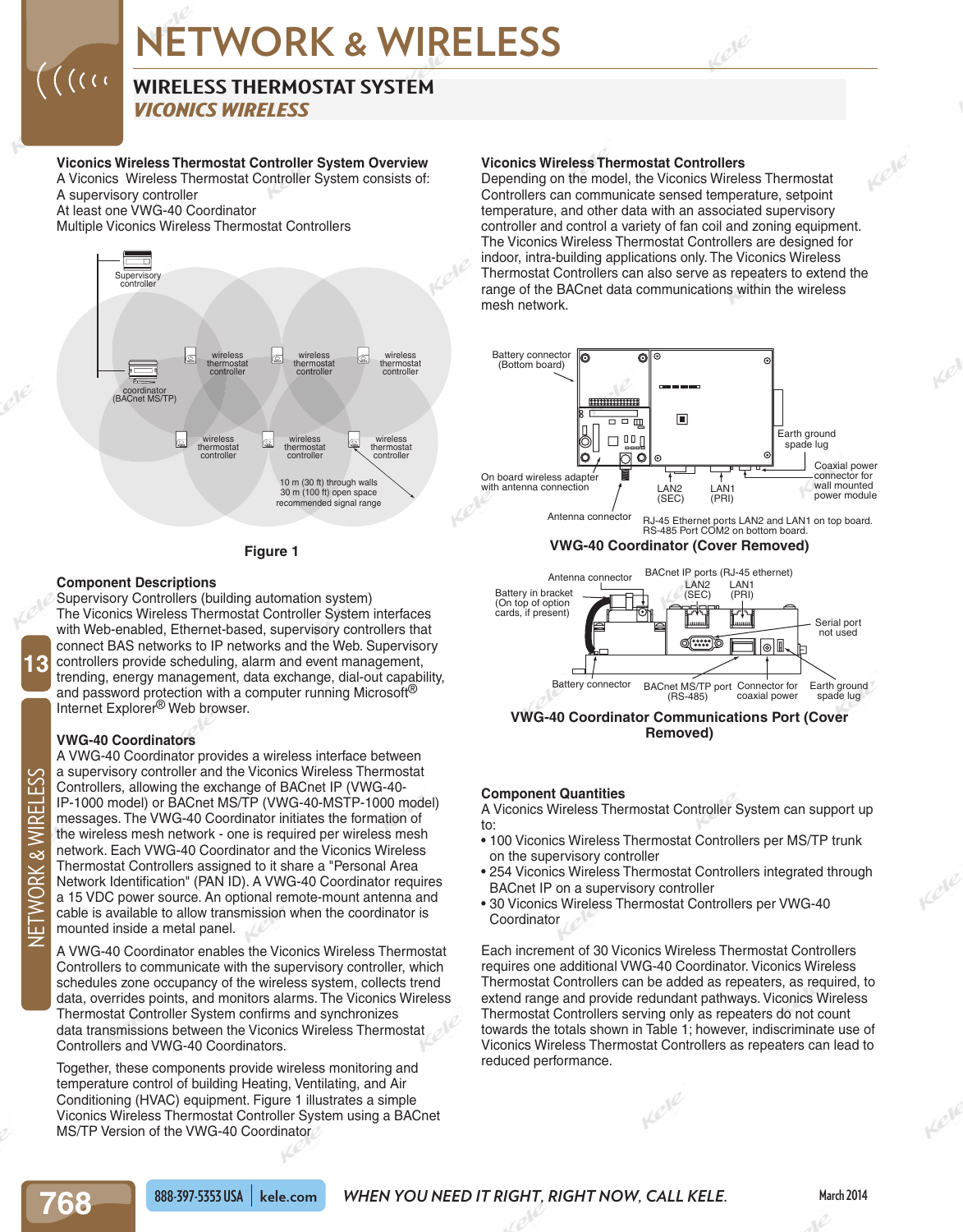# NETWORK & WIRELESS

## WIRELESS THERMOSTAT SYSTEM

### *VICONICS WIRELESS*

**Viconics Wireless Thermostat Controller System Overview**

A Viconics Wireless Thermostat Controller System consists of:

A supervisory controller

At least one VWG-40 Coordinator

Multiple Viconics Wireless Thermostat Controllers

Supervisory controller

coordinator (BACnet MS/TP)

wireless thermostat controller

10 m (30 ft) through walls
30 m (100 ft) open space
recommended signal range

**Figure 1**

**Component Descriptions**

Supervisory Controllers (building automation system)

The Viconics Wireless Thermostat Controller System interfaces with Web-enabled, Ethernet-based, supervisory controllers that connect BAS networks to IP networks and the Web. Supervisory controllers provide scheduling, alarm and event management, trending, energy management, data exchange, dial-out capability, and password protection with a computer running Microsoft® Internet Explorer® Web browser.

**VWG-40 Coordinators**

A VWG-40 Coordinator provides a wireless interface between a supervisory controller and the Viconics Wireless Thermostat Controllers, allowing the exchange of BACnet IP (VWG-40-IP-1000 model) or BACnet MS/TP (VWG-40-MSTP-1000 model) messages. The VWG-40 Coordinator initiates the formation of the wireless mesh network - one is required per wireless mesh network. Each VWG-40 Coordinator and the Viconics Wireless Thermostat Controllers assigned to it share a "Personal Area Network Identification" (PAN ID). A VWG-40 Coordinator requires a 15 VDC power source. An optional remote-mount antenna and cable is available to allow transmission when the coordinator is mounted inside a metal panel.

A VWG-40 Coordinator enables the Viconics Wireless Thermostat Controllers to communicate with the supervisory controller, which schedules zone occupancy of the wireless system, collects trend data, overrides points, and monitors alarms. The Viconics Wireless Thermostat Controller System confirms and synchronizes data transmissions between the Viconics Wireless Thermostat Controllers and VWG-40 Coordinators.

Together, these components provide wireless monitoring and temperature control of building Heating, Ventilating, and Air Conditioning (HVAC) equipment. Figure 1 illustrates a simple Viconics Wireless Thermostat Controller System using a BACnet MS/TP Version of the VWG-40 Coordinator.

**Viconics Wireless Thermostat Controllers**

Depending on the model, the Viconics Wireless Thermostat Controllers can communicate sensed temperature, setpoint temperature, and other data with an associated supervisory controller and control a variety of fan coil and zoning equipment. The Viconics Wireless Thermostat Controllers are designed for indoor, intra-building applications only. The Viconics Wireless Thermostat Controllers can also serve as repeaters to extend the range of the BACnet data communications within the wireless mesh network.

Battery connector (Bottom board)

Earth ground spade lug

Coaxial power connector for wall mounted power module

On board wireless adapter with antenna connection

LAN2 (SEC)

LAN1 (PRI)

Antenna connector

RJ-45 Ethernet ports LAN2 and LAN1 on top board.
RS-485 Port COM2 on bottom board.

**VWG-40 Coordinator (Cover Removed)**

Antenna connector

BACnet IP ports (RJ-45 ethernet)

LAN2 (SEC)

LAN1 (PRI)

Battery in bracket (On top of option cards, if present)

Serial port not used

Battery connector

BACnet MS/TP port (RS-485)

Connector for coaxial power

Earth ground spade lug

**VWG-40 Coordinator Communications Port (Cover Removed)**

**Component Quantities**

A Viconics Wireless Thermostat Controller System can support up to:

- 100 Viconics Wireless Thermostat Controllers per MS/TP trunk on the supervisory controller
- 254 Viconics Wireless Thermostat Controllers integrated through BACnet IP on a supervisory controller
- 30 Viconics Wireless Thermostat Controllers per VWG-40 Coordinator

Each increment of 30 Viconics Wireless Thermostat Controllers requires one additional VWG-40 Coordinator. Viconics Wireless Thermostat Controllers can be added as repeaters, as required, to extend range and provide redundant pathways. Viconics Wireless Thermostat Controllers serving only as repeaters do not count towards the totals shown in Table 1; however, indiscriminate use of Viconics Wireless Thermostat Controllers as repeaters can lead to reduced performance.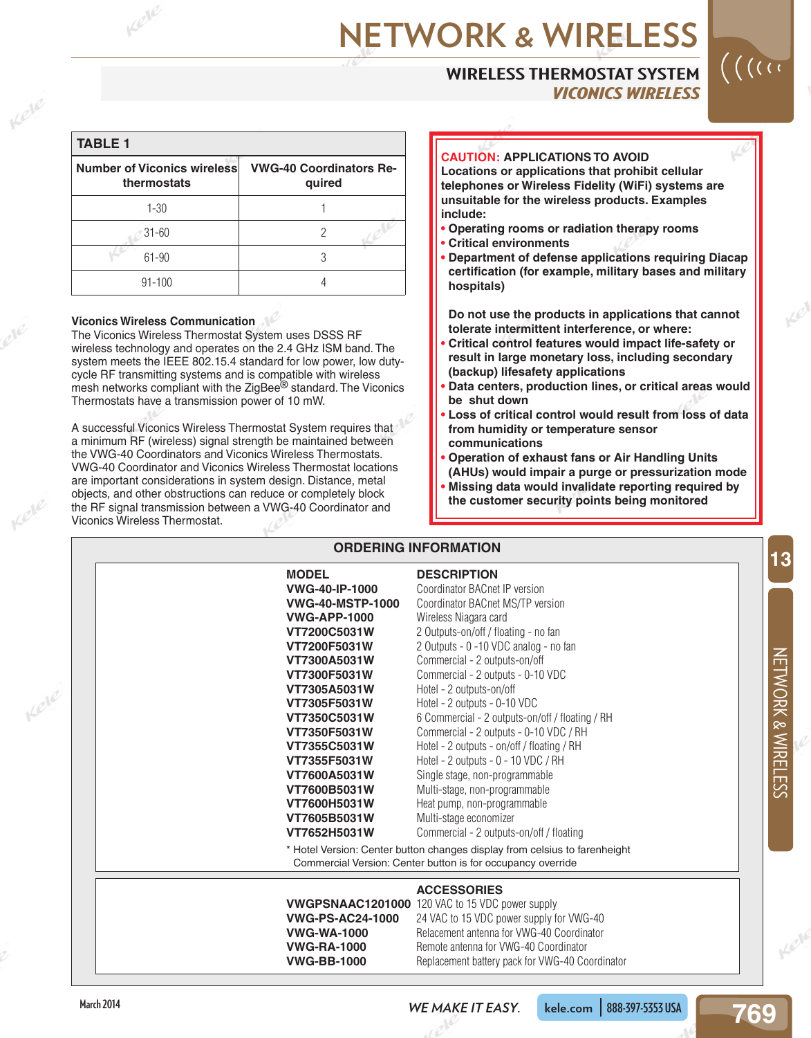# NETWORK & WIRELESS

## WIRELESS THERMOSTAT SYSTEM

### *VICONICS WIRELESS*

| TABLE 1 | |
|---|---|
| **Number of Viconics wireless thermostats** | **VWG-40 Coordinators Required** |
| 1-30 | 1 |
| 31-60 | 2 |
| 61-90 | 3 |
| 91-100 | 4 |

**Viconics Wireless Communication**

The Viconics Wireless Thermostat System uses DSSS RF wireless technology and operates on the 2.4 GHz ISM band. The system meets the IEEE 802.15.4 standard for low power, low duty-cycle RF transmitting systems and is compatible with wireless mesh networks compliant with the ZigBee® standard. The Viconics Thermostats have a transmission power of 10 mW.

A successful Viconics Wireless Thermostat System requires that a minimum RF (wireless) signal strength be maintained between the VWG-40 Coordinators and Viconics Wireless Thermostats. VWG-40 Coordinator and Viconics Wireless Thermostat locations are important considerations in system design. Distance, metal objects, and other obstructions can reduce or completely block the RF signal transmission between a VWG-40 Coordinator and Viconics Wireless Thermostat.

**CAUTION: APPLICATIONS TO AVOID**

**Locations or applications that prohibit cellular telephones or Wireless Fidelity (WiFi) systems are unsuitable for the wireless products. Examples include:**

- **Operating rooms or radiation therapy rooms**
- **Critical environments**
- **Department of defense applications requiring Diacap certification (for example, military bases and military hospitals)**

**Do not use the products in applications that cannot tolerate intermittent interference, or where:**

- **Critical control features would impact life-safety or result in large monetary loss, including secondary (backup) lifesafety applications**
- **Data centers, production lines, or critical areas would be shut down**
- **Loss of critical control would result from loss of data from humidity or temperature sensor communications**
- **Operation of exhaust fans or Air Handling Units (AHUs) would impair a purge or pressurization mode**
- **Missing data would invalidate reporting required by the customer security points being monitored**

## ORDERING INFORMATION

| MODEL | DESCRIPTION |
|---|---|
| **VWG-40-IP-1000** | Coordinator BACnet IP version |
| **VWG-40-MSTP-1000** | Coordinator BACnet MS/TP version |
| **VWG-APP-1000** | Wireless Niagara card |
| **VT7200C5031W** | 2 Outputs-on/off / floating - no fan |
| **VT7200F5031W** | 2 Outputs - 0 -10 VDC analog - no fan |
| **VT7300A5031W** | Commercial - 2 outputs-on/off |
| **VT7300F5031W** | Commercial - 2 outputs - 0-10 VDC |
| **VT7305A5031W** | Hotel - 2 outputs-on/off |
| **VT7305F5031W** | Hotel - 2 outputs - 0-10 VDC |
| **VT7350C5031W** | 6 Commercial - 2 outputs-on/off / floating / RH |
| **VT7350F5031W** | Commercial - 2 outputs - 0-10 VDC / RH |
| **VT7355C5031W** | Hotel - 2 outputs - on/off / floating / RH |
| **VT7355F5031W** | Hotel - 2 outputs - 0 - 10 VDC / RH |
| **VT7600A5031W** | Single stage, non-programmable |
| **VT7600B5031W** | Multi-stage, non-programmable |
| **VT7600H5031W** | Heat pump, non-programmable |
| **VT7605B5031W** | Multi-stage economizer |
| **VT7652H5031W** | Commercial - 2 outputs-on/off / floating |

\* Hotel Version: Center button changes display from celsius to farenheight
Commercial Version: Center button is for occupancy override

| | ACCESSORIES |
|---|---|
| **VWGPSNAAC1201000** | 120 VAC to 15 VDC power supply |
| **VWG-PS-AC24-1000** | 24 VAC to 15 VDC power supply for VWG-40 |
| **VWG-WA-1000** | Relacement antenna for VWG-40 Coordinator |
| **VWG-RA-1000** | Remote antenna for VWG-40 Coordinator |
| **VWG-BB-1000** | Replacement battery pack for VWG-40 Coordinator |